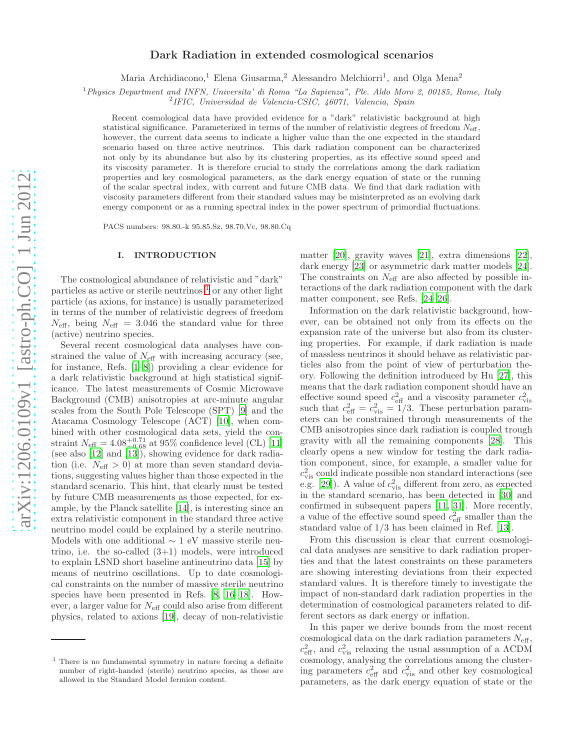# Dark Radiation in extended cosmological scenarios

Maria Archidiacono,[1] Elena Giusarma,[2] Alessandro Melchiorri[1], and Olga Mena[2]

[1] *Physics Department and INFN, Universita' di Roma "La Sapienza", Ple. Aldo Moro 2, 00185, Rome, Italy*
[2] *IFIC, Universidad de Valencia-CSIC, 46071, Valencia, Spain*

Recent cosmological data have provided evidence for a "dark" relativistic background at high statistical significance. Parameterized in terms of the number of relativistic degrees of freedom $N_{\rm eff}$, however, the current data seems to indicate a higher value than the one expected in the standard scenario based on three active neutrinos. This dark radiation component can be characterized not only by its abundance but also by its clustering properties, as its effective sound speed and its viscosity parameter. It is therefore crucial to study the correlations among the dark radiation properties and key cosmological parameters, as the dark energy equation of state or the running of the scalar spectral index, with current and future CMB data. We find that dark radiation with viscosity parameters different from their standard values may be misinterpreted as an evolving dark energy component or as a running spectral index in the power spectrum of primordial fluctuations.

PACS numbers: 98.80.-k 95.85.Sz, 98.70.Vc, 98.80.Cq

## I. INTRODUCTION

The cosmological abundance of relativistic and "dark" particles as active or sterile neutrinos [1] or any other light particle (as axions, for instance) is usually parameterized in terms of the number of relativistic degrees of freedom $N_{\rm eff}$, being $N_{\rm eff} = 3.046$ the standard value for three (active) neutrino species.

Several recent cosmological data analyses have constrained the value of $N_{\rm eff}$ with increasing accuracy (see, for instance, Refs. [1–8]) providing a clear evidence for a dark relativistic background at high statistical significance. The latest measurements of Cosmic Microwave Background (CMB) anisotropies at arc-minute angular scales from the South Pole Telescope (SPT) [9] and the Atacama Cosmology Telescope (ACT) [10], when combined with other cosmological data sets, yield the constraint $N_{\rm eff} = 4.08^{+0.71}_{-0.68}$ at 95% confidence level (CL) [11] (see also [12] and [13]), showing evidence for dark radiation (i.e. $N_{\rm eff} > 0$) at more than seven standard deviations, suggesting values higher than those expected in the standard scenario. This hint, that clearly must be tested by future CMB measurements as those expected, for example, by the Planck satellite [14], is interesting since an extra relativistic component in the standard three active neutrino model could be explained by a sterile neutrino. Models with one additional $\sim 1$ eV massive sterile neutrino, i.e. the so-called (3+1) models, were introduced to explain LSND short baseline antineutrino data [15] by means of neutrino oscillations. Up to date cosmological constraints on the number of massive sterile neutrino species have been presented in Refs. [8, 16–18]. However, a larger value for $N_{\rm eff}$ could also arise from different physics, related to axions [19], decay of non-relativistic matter [20], gravity waves [21], extra dimensions [22], dark energy [23] or asymmetric dark matter models [24]. The constraints on $N_{\rm eff}$ are also affected by possible interactions of the dark radiation component with the dark matter component, see Refs. [24–26].

Information on the dark relativistic background, however, can be obtained not only from its effects on the expansion rate of the universe but also from its clustering properties. For example, if dark radiation is made of massless neutrinos it should behave as relativistic particles also from the point of view of perturbation theory. Following the definition introduced by Hu [27], this means that the dark radiation component should have an effective sound speed $c^2_{\rm eff}$ and a viscosity parameter $c^2_{\rm vis}$ such that $c^2_{\rm eff} = c^2_{\rm vis} = 1/3$. These perturbation parameters can be constrained through measurements of the CMB anisotropies since dark radiation is coupled trough gravity with all the remaining components [28]. This clearly opens a new window for testing the dark radiation component, since, for example, a smaller value for $c^2_{\rm vis}$ could indicate possible non standard interactions (see e.g. [29]). A value of $c^2_{\rm vis}$ different from zero, as expected in the standard scenario, has been detected in [30] and confirmed in subsequent papers [11, 31]. More recently, a value of the effective sound speed $c^2_{\rm eff}$ smaller than the standard value of 1/3 has been claimed in Ref. [13].

From this discussion is clear that current cosmological data analyses are sensitive to dark radiation properties and that the latest constraints on these parameters are showing interesting deviations from their expected standard values. It is therefore timely to investigate the impact of non-standard dark radiation properties in the determination of cosmological parameters related to different sectors as dark energy or inflation.

In this paper we derive bounds from the most recent cosmological data on the dark radiation parameters $N_{\rm eff}$, $c^2_{\rm eff}$, and $c^2_{\rm vis}$ relaxing the usual assumption of a ΛCDM cosmology, analysing the correlations among the clustering parameters $c^2_{\rm eff}$ and $c^2_{\rm vis}$ and other key cosmological parameters, as the dark energy equation of state or the

---

[1] There is no fundamental symmetry in nature forcing a definite number of right-handed (sterile) neutrino species, as those are allowed in the Standard Model fermion content.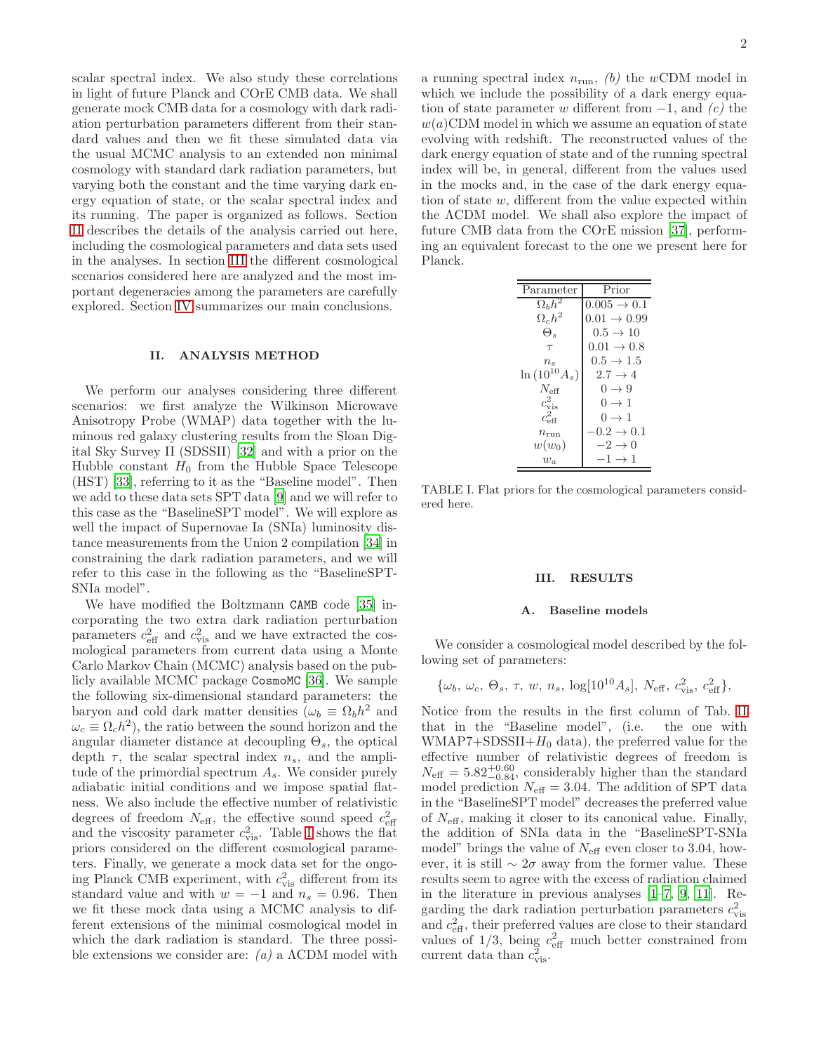scalar spectral index. We also study these correlations in light of future Planck and COrE CMB data. We shall generate mock CMB data for a cosmology with dark radiation perturbation parameters different from their standard values and then we fit these simulated data via the usual MCMC analysis to an extended non minimal cosmology with standard dark radiation parameters, but varying both the constant and the time varying dark energy equation of state, or the scalar spectral index and its running. The paper is organized as follows. Section II describes the details of the analysis carried out here, including the cosmological parameters and data sets used in the analyses. In section III the different cosmological scenarios considered here are analyzed and the most important degeneracies among the parameters are carefully explored. Section IV summarizes our main conclusions.

## II. ANALYSIS METHOD

We perform our analyses considering three different scenarios: we first analyze the Wilkinson Microwave Anisotropy Probe (WMAP) data together with the luminous red galaxy clustering results from the Sloan Digital Sky Survey II (SDSSII) [32] and with a prior on the Hubble constant $H_0$ from the Hubble Space Telescope (HST) [33], referring to it as the "Baseline model". Then we add to these data sets SPT data [9] and we will refer to this case as the "BaselineSPT model". We will explore as well the impact of Supernovae Ia (SNIa) luminosity distance measurements from the Union 2 compilation [34] in constraining the dark radiation parameters, and we will refer to this case in the following as the "BaselineSPT-SNIa model".

We have modified the Boltzmann `CAMB` code [35] incorporating the two extra dark radiation perturbation parameters $c^2_{\rm eff}$ and $c^2_{\rm vis}$ and we have extracted the cosmological parameters from current data using a Monte Carlo Markov Chain (MCMC) analysis based on the publicly available MCMC package `CosmoMC` [36]. We sample the following six-dimensional standard parameters: the baryon and cold dark matter densities ($\omega_b \equiv \Omega_b h^2$ and $\omega_c \equiv \Omega_c h^2$), the ratio between the sound horizon and the angular diameter distance at decoupling $\Theta_s$, the optical depth $\tau$, the scalar spectral index $n_s$, and the amplitude of the primordial spectrum $A_s$. We consider purely adiabatic initial conditions and we impose spatial flatness. We also include the effective number of relativistic degrees of freedom $N_{\rm eff}$, the effective sound speed $c^2_{\rm eff}$ and the viscosity parameter $c^2_{\rm vis}$. Table I shows the flat priors considered on the different cosmological parameters. Finally, we generate a mock data set for the ongoing Planck CMB experiment, with $c^2_{\rm vis}$ different from its standard value and with $w = -1$ and $n_s = 0.96$. Then we fit these mock data using a MCMC analysis to different extensions of the minimal cosmological model in which the dark radiation is standard. The three possible extensions we consider are: *(a)* a ΛCDM model with a running spectral index $n_{\rm run}$, *(b)* the $w$CDM model in which we include the possibility of a dark energy equation of state parameter $w$ different from $-1$, and *(c)* the $w(a)$CDM model in which we assume an equation of state evolving with redshift. The reconstructed values of the dark energy equation of state and of the running spectral index will be, in general, different from the values used in the mocks and, in the case of the dark energy equation of state $w$, different from the value expected within the ΛCDM model. We shall also explore the impact of future CMB data from the COrE mission [37], performing an equivalent forecast to the one we present here for Planck.

| Parameter | Prior |
|---|---|
| $\Omega_b h^2$ | $0.005 \to 0.1$ |
| $\Omega_c h^2$ | $0.01 \to 0.99$ |
| $\Theta_s$ | $0.5 \to 10$ |
| $\tau$ | $0.01 \to 0.8$ |
| $n_s$ | $0.5 \to 1.5$ |
| $\ln(10^{10} A_s)$ | $2.7 \to 4$ |
| $N_{\rm eff}$ | $0 \to 9$ |
| $c^2_{\rm vis}$ | $0 \to 1$ |
| $c^2_{\rm eff}$ | $0 \to 1$ |
| $n_{\rm run}$ | $-0.2 \to 0.1$ |
| $w(w_0)$ | $-2 \to 0$ |
| $w_a$ | $-1 \to 1$ |

TABLE I. Flat priors for the cosmological parameters considered here.

## III. RESULTS

### A. Baseline models

We consider a cosmological model described by the following set of parameters:

$$\{\omega_b,\, \omega_c,\, \Theta_s,\, \tau,\, w,\, n_s,\, \log[10^{10}A_s],\, N_{\rm eff},\, c^2_{\rm vis},\, c^2_{\rm eff}\},$$

Notice from the results in the first column of Tab. II that in the "Baseline model", (i.e. the one with WMAP7+SDSSII+$H_0$ data), the preferred value for the effective number of relativistic degrees of freedom is $N_{\rm eff} = 5.82^{+0.60}_{-0.84}$, considerably higher than the standard model prediction $N_{\rm eff} = 3.04$. The addition of SPT data in the "BaselineSPT model" decreases the preferred value of $N_{\rm eff}$, making it closer to its canonical value. Finally, the addition of SNIa data in the "BaselineSPT-SNIa model" brings the value of $N_{\rm eff}$ even closer to 3.04, however, it is still $\sim 2\sigma$ away from the former value. These results seem to agree with the excess of radiation claimed in the literature in previous analyses [1–7, 9, 11]. Regarding the dark radiation perturbation parameters $c^2_{\rm vis}$ and $c^2_{\rm eff}$, their preferred values are close to their standard values of 1/3, being $c^2_{\rm eff}$ much better constrained from current data than $c^2_{\rm vis}$.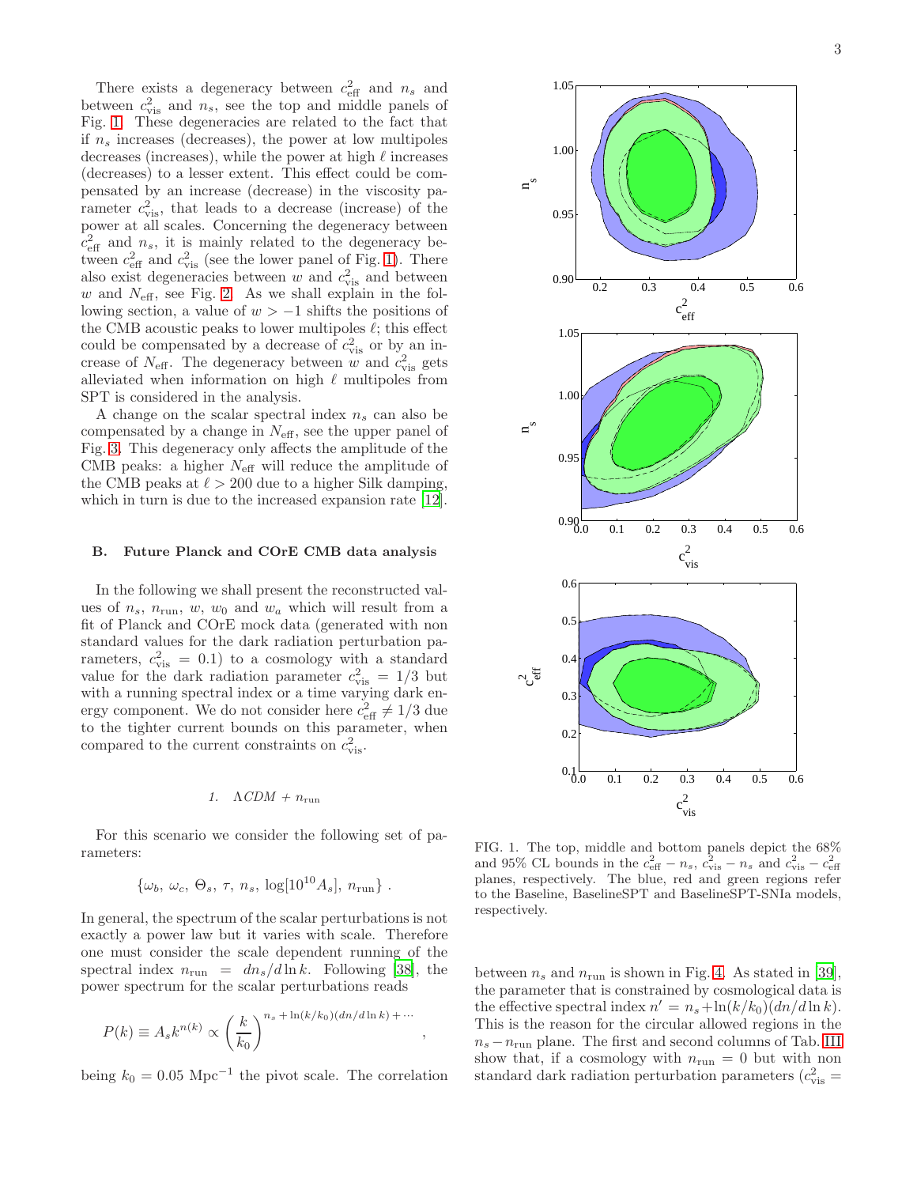There exists a degeneracy between $c^2_{\rm eff}$ and $n_s$ and between $c^2_{\rm vis}$ and $n_s$, see the top and middle panels of Fig. 1. These degeneracies are related to the fact that if $n_s$ increases (decreases), the power at low multipoles decreases (increases), while the power at high $\ell$ increases (decreases) to a lesser extent. This effect could be compensated by an increase (decrease) in the viscosity parameter $c^2_{\rm vis}$, that leads to a decrease (increase) of the power at all scales. Concerning the degeneracy between $c^2_{\rm eff}$ and $n_s$, it is mainly related to the degeneracy between $c^2_{\rm eff}$ and $c^2_{\rm vis}$ (see the lower panel of Fig. 1). There also exist degeneracies between $w$ and $c^2_{\rm vis}$ and between $w$ and $N_{\rm eff}$, see Fig. 2. As we shall explain in the following section, a value of $w > -1$ shifts the positions of the CMB acoustic peaks to lower multipoles $\ell$; this effect could be compensated by a decrease of $c^2_{\rm vis}$ or by an increase of $N_{\rm eff}$. The degeneracy between $w$ and $c^2_{\rm vis}$ gets alleviated when information on high $\ell$ multipoles from SPT is considered in the analysis.

A change on the scalar spectral index $n_s$ can also be compensated by a change in $N_{\rm eff}$, see the upper panel of Fig. 3. This degeneracy only affects the amplitude of the CMB peaks: a higher $N_{\rm eff}$ will reduce the amplitude of the CMB peaks at $\ell > 200$ due to a higher Silk damping, which in turn is due to the increased expansion rate [12].

FIG. 1. The top, middle and bottom panels depict the 68% and 95% CL bounds in the $c^2_{\rm eff} - n_s$, $c^2_{\rm vis} - n_s$ and $c^2_{\rm vis} - c^2_{\rm eff}$ planes, respectively. The blue, red and green regions refer to the Baseline, BaselineSPT and BaselineSPT-SNIa models, respectively.

### B. Future Planck and COrE CMB data analysis

In the following we shall present the reconstructed values of $n_s$, $n_{\rm run}$, $w$, $w_0$ and $w_a$ which will result from a fit of Planck and COrE mock data (generated with non standard values for the dark radiation perturbation parameters, $c^2_{\rm vis} = 0.1$) to a cosmology with a standard value for the dark radiation parameter $c^2_{\rm vis} = 1/3$ but with a running spectral index or a time varying dark energy component. We do not consider here $c^2_{\rm eff} \neq 1/3$ due to the tighter current bounds on this parameter, when compared to the current constraints on $c^2_{\rm vis}$.

#### 1. $\Lambda CDM + n_{\rm run}$

For this scenario we consider the following set of parameters:

$$\{\omega_b,\, \omega_c,\, \Theta_s,\, \tau,\, n_s,\, \log[10^{10}A_s],\, n_{\rm run}\}\ .$$

In general, the spectrum of the scalar perturbations is not exactly a power law but it varies with scale. Therefore one must consider the scale dependent running of the spectral index $n_{\rm run} = dn_s/d\ln k$. Following [38], the power spectrum for the scalar perturbations reads

$$P(k) \equiv A_s k^{n(k)} \propto \left(\frac{k}{k_0}\right)^{n_s + \ln(k/k_0)(dn/d\ln k) + \cdots},$$

being $k_0 = 0.05$ Mpc$^{-1}$ the pivot scale. The correlation between $n_s$ and $n_{\rm run}$ is shown in Fig. 4. As stated in [39], the parameter that is constrained by cosmological data is the effective spectral index $n' = n_s + \ln(k/k_0)(dn/d\ln k)$. This is the reason for the circular allowed regions in the $n_s - n_{\rm run}$ plane. The first and second columns of Tab. III show that, if a cosmology with $n_{\rm run} = 0$ but with non standard dark radiation perturbation parameters ($c^2_{\rm vis} =$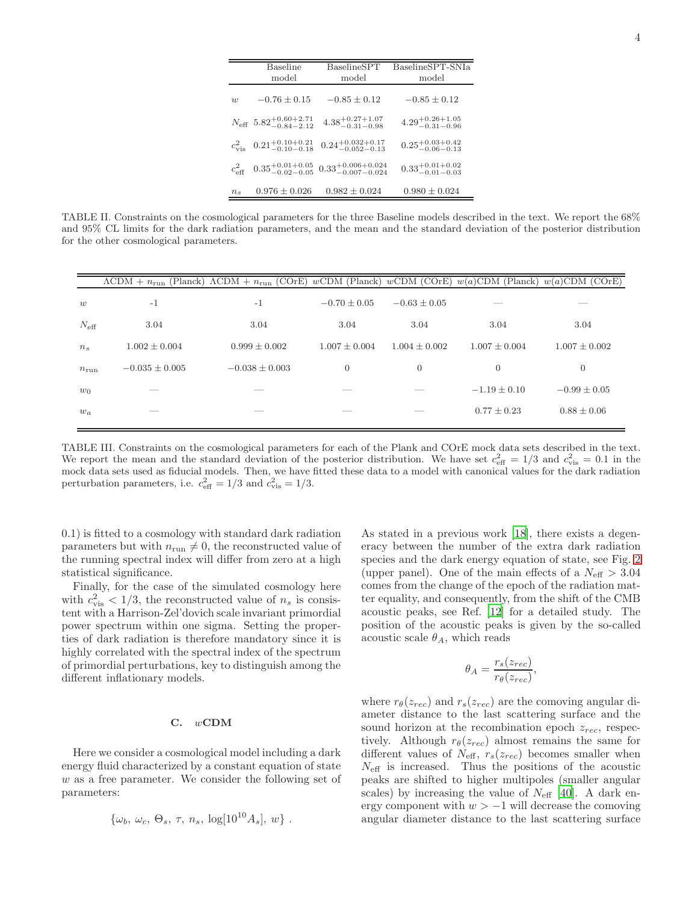|  | Baseline model | BaselineSPT model | BaselineSPT-SNIa model |
|---|---|---|---|
| $w$ | $-0.76 \pm 0.15$ | $-0.85 \pm 0.12$ | $-0.85 \pm 0.12$ |
| $N_{\rm eff}$ | $5.82^{+0.60+2.71}_{-0.84-2.12}$ | $4.38^{+0.27+1.07}_{-0.31-0.98}$ | $4.29^{+0.26+1.05}_{-0.31-0.96}$ |
| $c^2_{\rm vis}$ | $0.21^{+0.10+0.21}_{-0.10-0.18}$ | $0.24^{+0.032+0.17}_{-0.052-0.13}$ | $0.25^{+0.03+0.42}_{-0.06-0.13}$ |
| $c^2_{\rm eff}$ | $0.35^{+0.01+0.05}_{-0.02-0.05}$ | $0.33^{+0.006+0.024}_{-0.007-0.024}$ | $0.33^{+0.01+0.02}_{-0.01-0.03}$ |
| $n_s$ | $0.976 \pm 0.026$ | $0.982 \pm 0.024$ | $0.980 \pm 0.024$ |

TABLE II. Constraints on the cosmological parameters for the three Baseline models described in the text. We report the 68% and 95% CL limits for the dark radiation parameters, and the mean and the standard deviation of the posterior distribution for the other cosmological parameters.

|  | ΛCDM + $n_{\rm run}$ (Planck) | ΛCDM + $n_{\rm run}$ (COrE) | $w$CDM (Planck) | $w$CDM (COrE) | $w(a)$CDM (Planck) | $w(a)$CDM (COrE) |
|---|---|---|---|---|---|---|
| $w$ | -1 | -1 | $-0.70 \pm 0.05$ | $-0.63 \pm 0.05$ | — | — |
| $N_{\rm eff}$ | 3.04 | 3.04 | 3.04 | 3.04 | 3.04 | 3.04 |
| $n_s$ | $1.002 \pm 0.004$ | $0.999 \pm 0.002$ | $1.007 \pm 0.004$ | $1.004 \pm 0.002$ | $1.007 \pm 0.004$ | $1.007 \pm 0.002$ |
| $n_{\rm run}$ | $-0.035 \pm 0.005$ | $-0.038 \pm 0.003$ | 0 | 0 | 0 | 0 |
| $w_0$ | — | — | — | — | $-1.19 \pm 0.10$ | $-0.99 \pm 0.05$ |
| $w_a$ | — | — | — | — | $0.77 \pm 0.23$ | $0.88 \pm 0.06$ |

TABLE III. Constraints on the cosmological parameters for each of the Plank and COrE mock data sets described in the text. We report the mean and the standard deviation of the posterior distribution. We have set $c^2_{\rm eff} = 1/3$ and $c^2_{\rm vis} = 0.1$ in the mock data sets used as fiducial models. Then, we have fitted these data to a model with canonical values for the dark radiation perturbation parameters, i.e. $c^2_{\rm eff} = 1/3$ and $c^2_{\rm vis} = 1/3$.

0.1) is fitted to a cosmology with standard dark radiation parameters but with $n_{\rm run} \neq 0$, the reconstructed value of the running spectral index will differ from zero at a high statistical significance.

Finally, for the case of the simulated cosmology here with $c^2_{\rm vis} < 1/3$, the reconstructed value of $n_s$ is consistent with a Harrison-Zel'dovich scale invariant primordial power spectrum within one sigma. Setting the properties of dark radiation is therefore mandatory since it is highly correlated with the spectral index of the spectrum of primordial perturbations, key to distinguish among the different inflationary models.

### C. $w$CDM

Here we consider a cosmological model including a dark energy fluid characterized by a constant equation of state $w$ as a free parameter. We consider the following set of parameters:

$$\{\omega_b,\, \omega_c,\, \Theta_s,\, \tau,\, n_s,\, \log[10^{10}A_s],\, w\}\ .$$

As stated in a previous work [18], there exists a degeneracy between the number of the extra dark radiation species and the dark energy equation of state, see Fig. 2 (upper panel). One of the main effects of a $N_{\rm eff} > 3.04$ comes from the change of the epoch of the radiation matter equality, and consequently, from the shift of the CMB acoustic peaks, see Ref. [12] for a detailed study. The position of the acoustic peaks is given by the so-called acoustic scale $\theta_A$, which reads

$$\theta_A = \frac{r_s(z_{rec})}{r_\theta(z_{rec})},$$

where $r_\theta(z_{rec})$ and $r_s(z_{rec})$ are the comoving angular diameter distance to the last scattering surface and the sound horizon at the recombination epoch $z_{rec}$, respectively. Although $r_\theta(z_{rec})$ almost remains the same for different values of $N_{\rm eff}$, $r_s(z_{rec})$ becomes smaller when $N_{\rm eff}$ is increased. Thus the positions of the acoustic peaks are shifted to higher multipoles (smaller angular scales) by increasing the value of $N_{\rm eff}$ [40]. A dark energy component with $w > -1$ will decrease the comoving angular diameter distance to the last scattering surface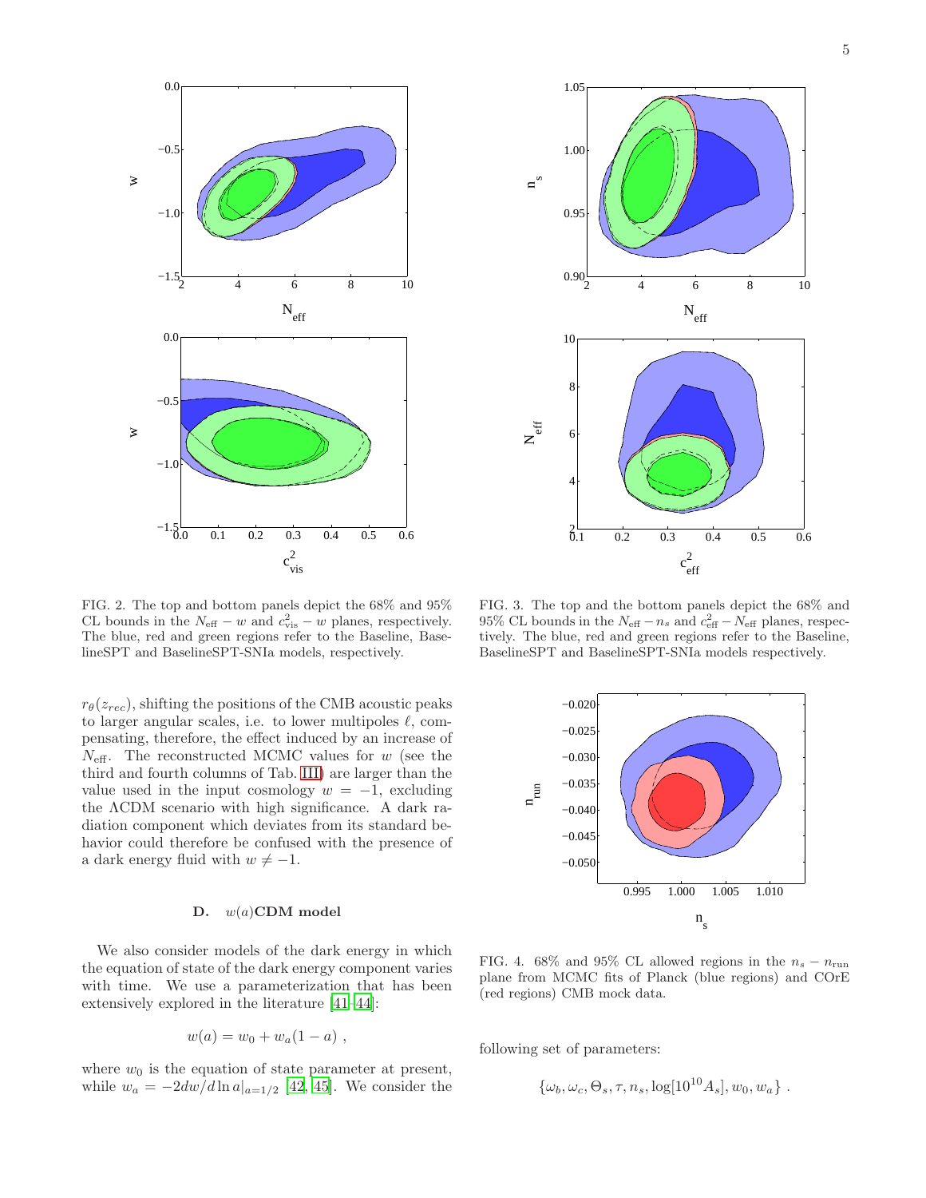FIG. 2. The top and bottom panels depict the 68% and 95% CL bounds in the $N_{\rm eff} - w$ and $c^2_{\rm vis} - w$ planes, respectively. The blue, red and green regions refer to the Baseline, BaselineSPT and BaselineSPT-SNIa models, respectively.

FIG. 3. The top and the bottom panels depict the 68% and 95% CL bounds in the $N_{\rm eff} - n_s$ and $c^2_{\rm eff} - N_{\rm eff}$ planes, respectively. The blue, red and green regions refer to the Baseline, BaselineSPT and BaselineSPT-SNIa models respectively.

$r_\theta(z_{rec})$, shifting the positions of the CMB acoustic peaks to larger angular scales, i.e. to lower multipoles $\ell$, compensating, therefore, the effect induced by an increase of $N_{\rm eff}$. The reconstructed MCMC values for $w$ (see the third and fourth columns of Tab. III) are larger than the value used in the input cosmology $w = -1$, excluding the ΛCDM scenario with high significance. A dark radiation component which deviates from its standard behavior could therefore be confused with the presence of a dark energy fluid with $w \neq -1$.

### D. $w(a)$CDM model

We also consider models of the dark energy in which the equation of state of the dark energy component varies with time. We use a parameterization that has been extensively explored in the literature [41–44]:

$$w(a) = w_0 + w_a(1 - a) \ ,$$

where $w_0$ is the equation of state parameter at present, while $w_a = -2dw/d\ln a|_{a=1/2}$ [42, 45]. We consider the following set of parameters:

$$\{\omega_b, \omega_c, \Theta_s, \tau, n_s, \log[10^{10}A_s], w_0, w_a\} \ .$$

FIG. 4. 68% and 95% CL allowed regions in the $n_s - n_{\rm run}$ plane from MCMC fits of Planck (blue regions) and COrE (red regions) CMB mock data.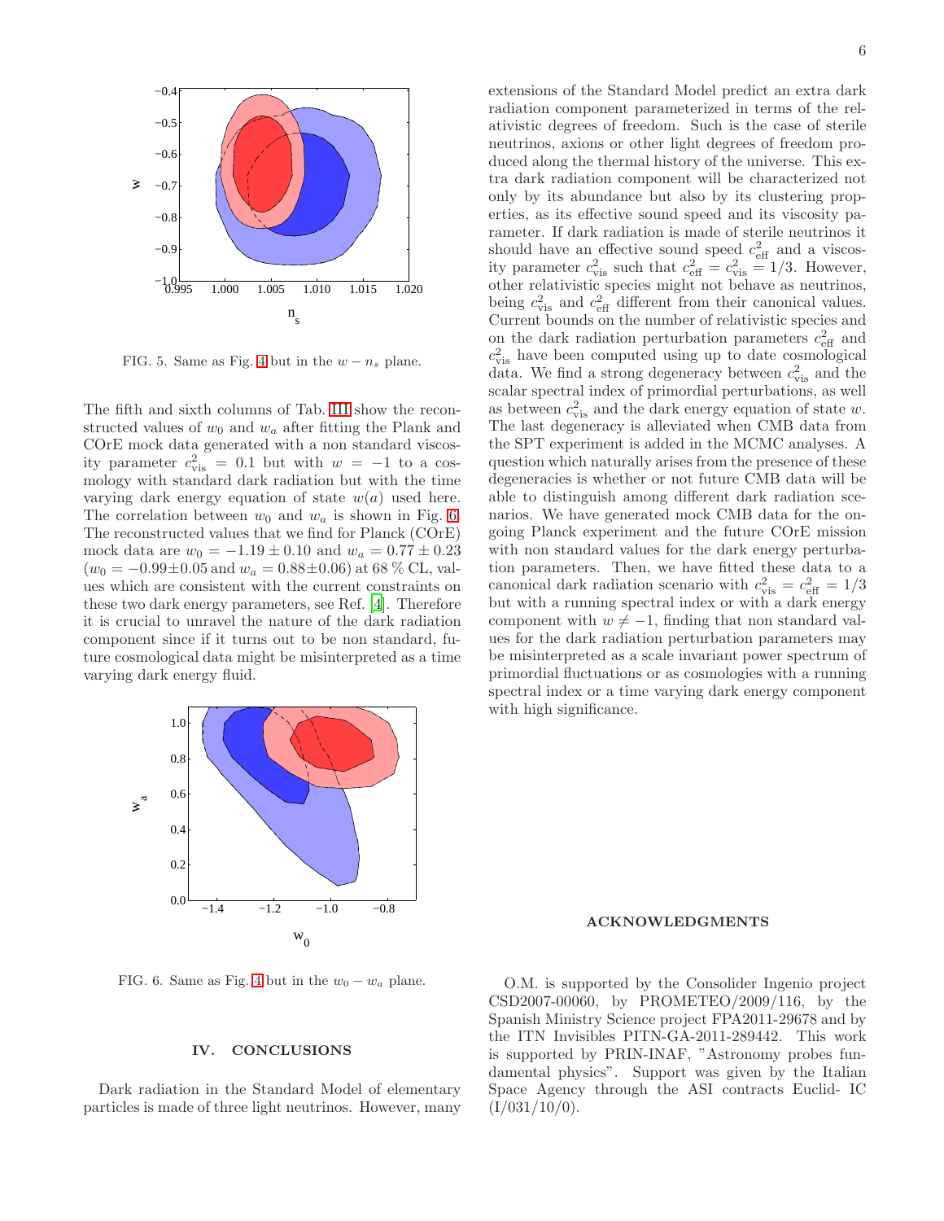FIG. 5. Same as Fig. 4 but in the $w - n_s$ plane.

The fifth and sixth columns of Tab. III show the reconstructed values of $w_0$ and $w_a$ after fitting the Plank and COrE mock data generated with a non standard viscosity parameter $c^2_{\rm vis} = 0.1$ but with $w = -1$ to a cosmology with standard dark radiation but with the time varying dark energy equation of state $w(a)$ used here. The correlation between $w_0$ and $w_a$ is shown in Fig. 6. The reconstructed values that we find for Planck (COrE) mock data are $w_0 = -1.19 \pm 0.10$ and $w_a = 0.77 \pm 0.23$ ($w_0 = -0.99 \pm 0.05$ and $w_a = 0.88 \pm 0.06$) at 68 % CL, values which are consistent with the current constraints on these two dark energy parameters, see Ref. [4]. Therefore it is crucial to unravel the nature of the dark radiation component since if it turns out to be non standard, future cosmological data might be misinterpreted as a time varying dark energy fluid.

FIG. 6. Same as Fig. 4 but in the $w_0 - w_a$ plane.

## IV. CONCLUSIONS

Dark radiation in the Standard Model of elementary particles is made of three light neutrinos. However, many extensions of the Standard Model predict an extra dark radiation component parameterized in terms of the relativistic degrees of freedom. Such is the case of sterile neutrinos, axions or other light degrees of freedom produced along the thermal history of the universe. This extra dark radiation component will be characterized not only by its abundance but also by its clustering properties, as its effective sound speed and its viscosity parameter. If dark radiation is made of sterile neutrinos it should have an effective sound speed $c^2_{\rm eff}$ and a viscosity parameter $c^2_{\rm vis}$ such that $c^2_{\rm eff} = c^2_{\rm vis} = 1/3$. However, other relativistic species might not behave as neutrinos, being $c^2_{\rm vis}$ and $c^2_{\rm eff}$ different from their canonical values. Current bounds on the number of relativistic species and on the dark radiation perturbation parameters $c^2_{\rm eff}$ and $c^2_{\rm vis}$ have been computed using up to date cosmological data. We find a strong degeneracy between $c^2_{\rm vis}$ and the scalar spectral index of primordial perturbations, as well as between $c^2_{\rm vis}$ and the dark energy equation of state $w$. The last degeneracy is alleviated when CMB data from the SPT experiment is added in the MCMC analyses. A question which naturally arises from the presence of these degeneracies is whether or not future CMB data will be able to distinguish among different dark radiation scenarios. We have generated mock CMB data for the ongoing Planck experiment and the future COrE mission with non standard values for the dark energy perturbation parameters. Then, we have fitted these data to a canonical dark radiation scenario with $c^2_{\rm vis} = c^2_{\rm eff} = 1/3$ but with a running spectral index or with a dark energy component with $w \neq -1$, finding that non standard values for the dark radiation perturbation parameters may be misinterpreted as a scale invariant power spectrum of primordial fluctuations or as cosmologies with a running spectral index or a time varying dark energy component with high significance.

### ACKNOWLEDGMENTS

O.M. is supported by the Consolider Ingenio project CSD2007-00060, by PROMETEO/2009/116, by the Spanish Ministry Science project FPA2011-29678 and by the ITN Invisibles PITN-GA-2011-289442. This work is supported by PRIN-INAF, "Astronomy probes fundamental physics". Support was given by the Italian Space Agency through the ASI contracts Euclid- IC (I/031/10/0).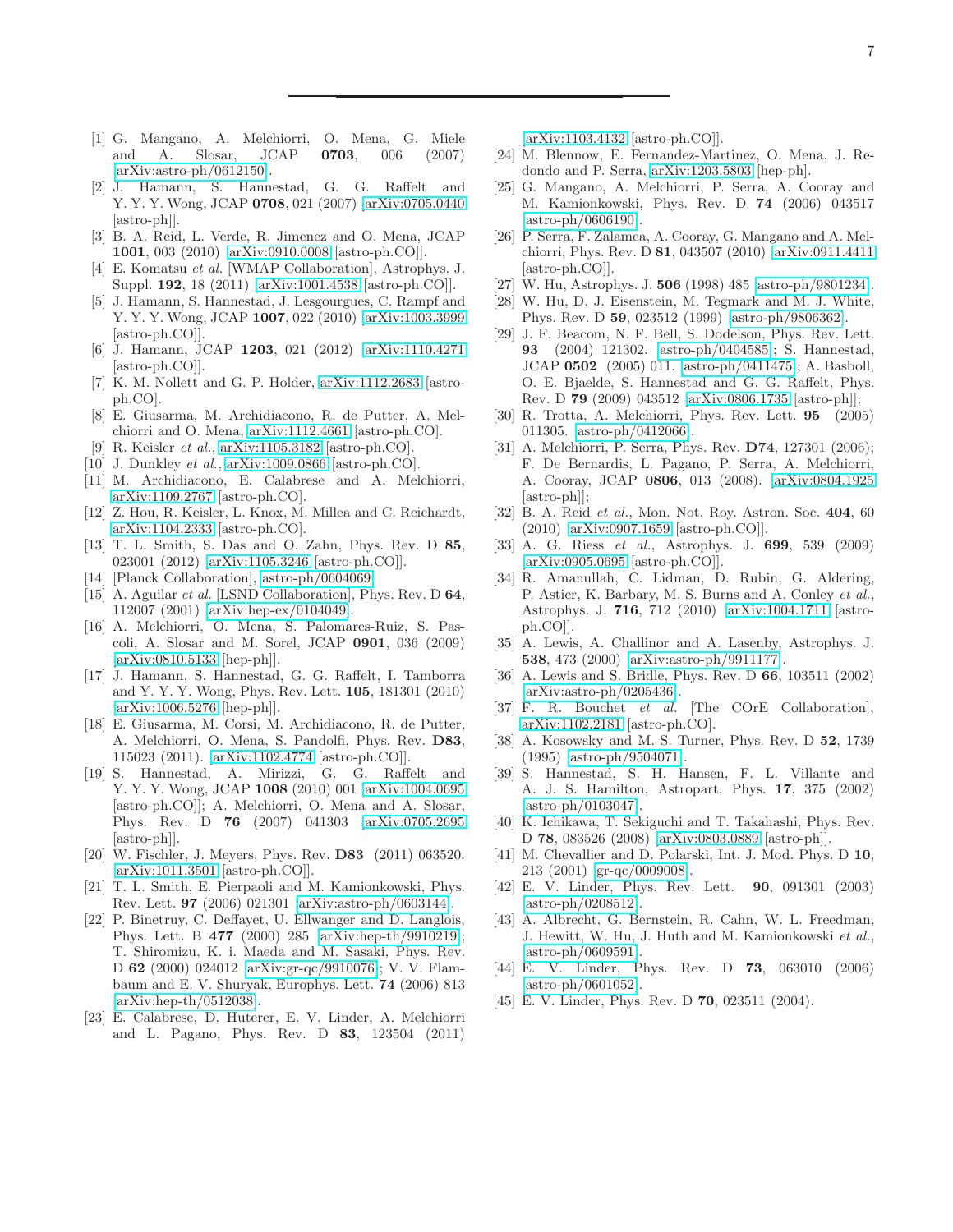---

[1] G. Mangano, A. Melchiorri, O. Mena, G. Miele and A. Slosar, JCAP **0703**, 006 (2007) arXiv:astro-ph/0612150.

[2] J. Hamann, S. Hannestad, G. G. Raffelt and Y. Y. Y. Wong, JCAP **0708**, 021 (2007) [arXiv:0705.0440 [astro-ph]].

[3] B. A. Reid, L. Verde, R. Jimenez and O. Mena, JCAP **1001**, 003 (2010) [arXiv:0910.0008 [astro-ph.CO]].

[4] E. Komatsu *et al.* [WMAP Collaboration], Astrophys. J. Suppl. **192**, 18 (2011) [arXiv:1001.4538 [astro-ph.CO]].

[5] J. Hamann, S. Hannestad, J. Lesgourgues, C. Rampf and Y. Y. Y. Wong, JCAP **1007**, 022 (2010) [arXiv:1003.3999 [astro-ph.CO]].

[6] J. Hamann, JCAP **1203**, 021 (2012) [arXiv:1110.4271 [astro-ph.CO]].

[7] K. M. Nollett and G. P. Holder, arXiv:1112.2683 [astro-ph.CO].

[8] E. Giusarma, M. Archidiacono, R. de Putter, A. Melchiorri and O. Mena, arXiv:1112.4661 [astro-ph.CO].

[9] R. Keisler *et al.*, arXiv:1105.3182 [astro-ph.CO].

[10] J. Dunkley *et al.*, arXiv:1009.0866 [astro-ph.CO].

[11] M. Archidiacono, E. Calabrese and A. Melchiorri, arXiv:1109.2767 [astro-ph.CO].

[12] Z. Hou, R. Keisler, L. Knox, M. Millea and C. Reichardt, arXiv:1104.2333 [astro-ph.CO].

[13] T. L. Smith, S. Das and O. Zahn, Phys. Rev. D **85**, 023001 (2012) [arXiv:1105.3246 [astro-ph.CO]].

[14] [Planck Collaboration], astro-ph/0604069.

[15] A. Aguilar *et al.* [LSND Collaboration], Phys. Rev. D **64**, 112007 (2001) [arXiv:hep-ex/0104049].

[16] A. Melchiorri, O. Mena, S. Palomares-Ruiz, S. Pascoli, A. Slosar and M. Sorel, JCAP **0901**, 036 (2009) [arXiv:0810.5133 [hep-ph]].

[17] J. Hamann, S. Hannestad, G. G. Raffelt, I. Tamborra and Y. Y. Y. Wong, Phys. Rev. Lett. **105**, 181301 (2010) [arXiv:1006.5276 [hep-ph]].

[18] E. Giusarma, M. Corsi, M. Archidiacono, R. de Putter, A. Melchiorri, O. Mena, S. Pandolfi, Phys. Rev. **D83**, 115023 (2011). [arXiv:1102.4774 [astro-ph.CO]].

[19] S. Hannestad, A. Mirizzi, G. G. Raffelt and Y. Y. Y. Wong, JCAP **1008** (2010) 001 [arXiv:1004.0695 [astro-ph.CO]]; A. Melchiorri, O. Mena and A. Slosar, Phys. Rev. D **76** (2007) 041303 [arXiv:0705.2695 [astro-ph]].

[20] W. Fischler, J. Meyers, Phys. Rev. **D83** (2011) 063520. [arXiv:1011.3501 [astro-ph.CO]].

[21] T. L. Smith, E. Pierpaoli and M. Kamionkowski, Phys. Rev. Lett. **97** (2006) 021301 [arXiv:astro-ph/0603144].

[22] P. Binetruy, C. Deffayet, U. Ellwanger and D. Langlois, Phys. Lett. B **477** (2000) 285 [arXiv:hep-th/9910219]; T. Shiromizu, K. i. Maeda and M. Sasaki, Phys. Rev. D **62** (2000) 024012 [arXiv:gr-qc/9910076]; V. V. Flambaum and E. V. Shuryak, Europhys. Lett. **74** (2006) 813 [arXiv:hep-th/0512038].

[23] E. Calabrese, D. Huterer, E. V. Linder, A. Melchiorri and L. Pagano, Phys. Rev. D **83**, 123504 (2011) [arXiv:1103.4132 [astro-ph.CO]].

[24] M. Blennow, E. Fernandez-Martinez, O. Mena, J. Redondo and P. Serra, arXiv:1203.5803 [hep-ph].

[25] G. Mangano, A. Melchiorri, P. Serra, A. Cooray and M. Kamionkowski, Phys. Rev. D **74** (2006) 043517 [astro-ph/0606190].

[26] P. Serra, F. Zalamea, A. Cooray, G. Mangano and A. Melchiorri, Phys. Rev. D **81**, 043507 (2010) [arXiv:0911.4411 [astro-ph.CO]].

[27] W. Hu, Astrophys. J. **506** (1998) 485 [astro-ph/9801234].

[28] W. Hu, D. J. Eisenstein, M. Tegmark and M. J. White, Phys. Rev. D **59**, 023512 (1999) [astro-ph/9806362].

[29] J. F. Beacom, N. F. Bell, S. Dodelson, Phys. Rev. Lett. **93** (2004) 121302. [astro-ph/0404585]; S. Hannestad, JCAP **0502** (2005) 011. [astro-ph/0411475]; A. Basboll, O. E. Bjaelde, S. Hannestad and G. G. Raffelt, Phys. Rev. D **79** (2009) 043512 [arXiv:0806.1735 [astro-ph]];

[30] R. Trotta, A. Melchiorri, Phys. Rev. Lett. **95** (2005) 011305. [astro-ph/0412066].

[31] A. Melchiorri, P. Serra, Phys. Rev. **D74**, 127301 (2006); F. De Bernardis, L. Pagano, P. Serra, A. Melchiorri, A. Cooray, JCAP **0806**, 013 (2008). [arXiv:0804.1925 [astro-ph]];

[32] B. A. Reid *et al.*, Mon. Not. Roy. Astron. Soc. **404**, 60 (2010) [arXiv:0907.1659 [astro-ph.CO]].

[33] A. G. Riess *et al.*, Astrophys. J. **699**, 539 (2009) [arXiv:0905.0695 [astro-ph.CO]].

[34] R. Amanullah, C. Lidman, D. Rubin, G. Aldering, P. Astier, K. Barbary, M. S. Burns and A. Conley *et al.*, Astrophys. J. **716**, 712 (2010) [arXiv:1004.1711 [astro-ph.CO]].

[35] A. Lewis, A. Challinor and A. Lasenby, Astrophys. J. **538**, 473 (2000) [arXiv:astro-ph/9911177].

[36] A. Lewis and S. Bridle, Phys. Rev. D **66**, 103511 (2002) [arXiv:astro-ph/0205436].

[37] F. R. Bouchet *et al.* [The COrE Collaboration], arXiv:1102.2181 [astro-ph.CO].

[38] A. Kosowsky and M. S. Turner, Phys. Rev. D **52**, 1739 (1995) [astro-ph/9504071].

[39] S. Hannestad, S. H. Hansen, F. L. Villante and A. J. S. Hamilton, Astropart. Phys. **17**, 375 (2002) [astro-ph/0103047].

[40] K. Ichikawa, T. Sekiguchi and T. Takahashi, Phys. Rev. D **78**, 083526 (2008) [arXiv:0803.0889 [astro-ph]].

[41] M. Chevallier and D. Polarski, Int. J. Mod. Phys. D **10**, 213 (2001) [gr-qc/0009008].

[42] E. V. Linder, Phys. Rev. Lett. **90**, 091301 (2003) [astro-ph/0208512].

[43] A. Albrecht, G. Bernstein, R. Cahn, W. L. Freedman, J. Hewitt, W. Hu, J. Huth and M. Kamionkowski *et al.*, [astro-ph/0609591].

[44] E. V. Linder, Phys. Rev. D **73**, 063010 (2006) [astro-ph/0601052].

[45] E. V. Linder, Phys. Rev. D **70**, 023511 (2004).